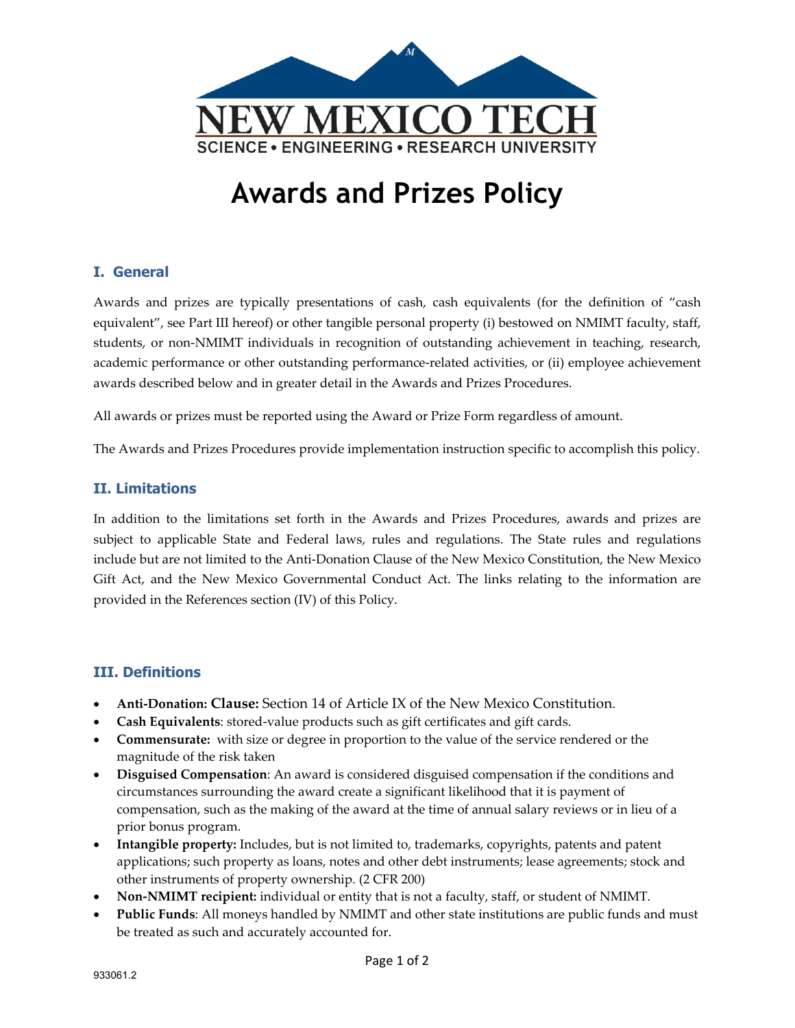NEW MEXICO TECH

SCIENCE • ENGINEERING • RESEARCH UNIVERSITY

# Awards and Prizes Policy

## I. General

Awards and prizes are typically presentations of cash, cash equivalents (for the definition of "cash equivalent", see Part III hereof) or other tangible personal property (i) bestowed on NMIMT faculty, staff, students, or non-NMIMT individuals in recognition of outstanding achievement in teaching, research, academic performance or other outstanding performance-related activities, or (ii) employee achievement awards described below and in greater detail in the Awards and Prizes Procedures.

All awards or prizes must be reported using the Award or Prize Form regardless of amount.

The Awards and Prizes Procedures provide implementation instruction specific to accomplish this policy.

## II. Limitations

In addition to the limitations set forth in the Awards and Prizes Procedures, awards and prizes are subject to applicable State and Federal laws, rules and regulations. The State rules and regulations include but are not limited to the Anti-Donation Clause of the New Mexico Constitution, the New Mexico Gift Act, and the New Mexico Governmental Conduct Act. The links relating to the information are provided in the References section (IV) of this Policy.

## III. Definitions

- **Anti-Donation: Clause:** Section 14 of Article IX of the New Mexico Constitution.
- **Cash Equivalents**: stored-value products such as gift certificates and gift cards.
- **Commensurate:** with size or degree in proportion to the value of the service rendered or the magnitude of the risk taken
- **Disguised Compensation**: An award is considered disguised compensation if the conditions and circumstances surrounding the award create a significant likelihood that it is payment of compensation, such as the making of the award at the time of annual salary reviews or in lieu of a prior bonus program.
- **Intangible property:** Includes, but is not limited to, trademarks, copyrights, patents and patent applications; such property as loans, notes and other debt instruments; lease agreements; stock and other instruments of property ownership. (2 CFR 200)
- **Non-NMIMT recipient:** individual or entity that is not a faculty, staff, or student of NMIMT.
- **Public Funds**: All moneys handled by NMIMT and other state institutions are public funds and must be treated as such and accurately accounted for.

933061.2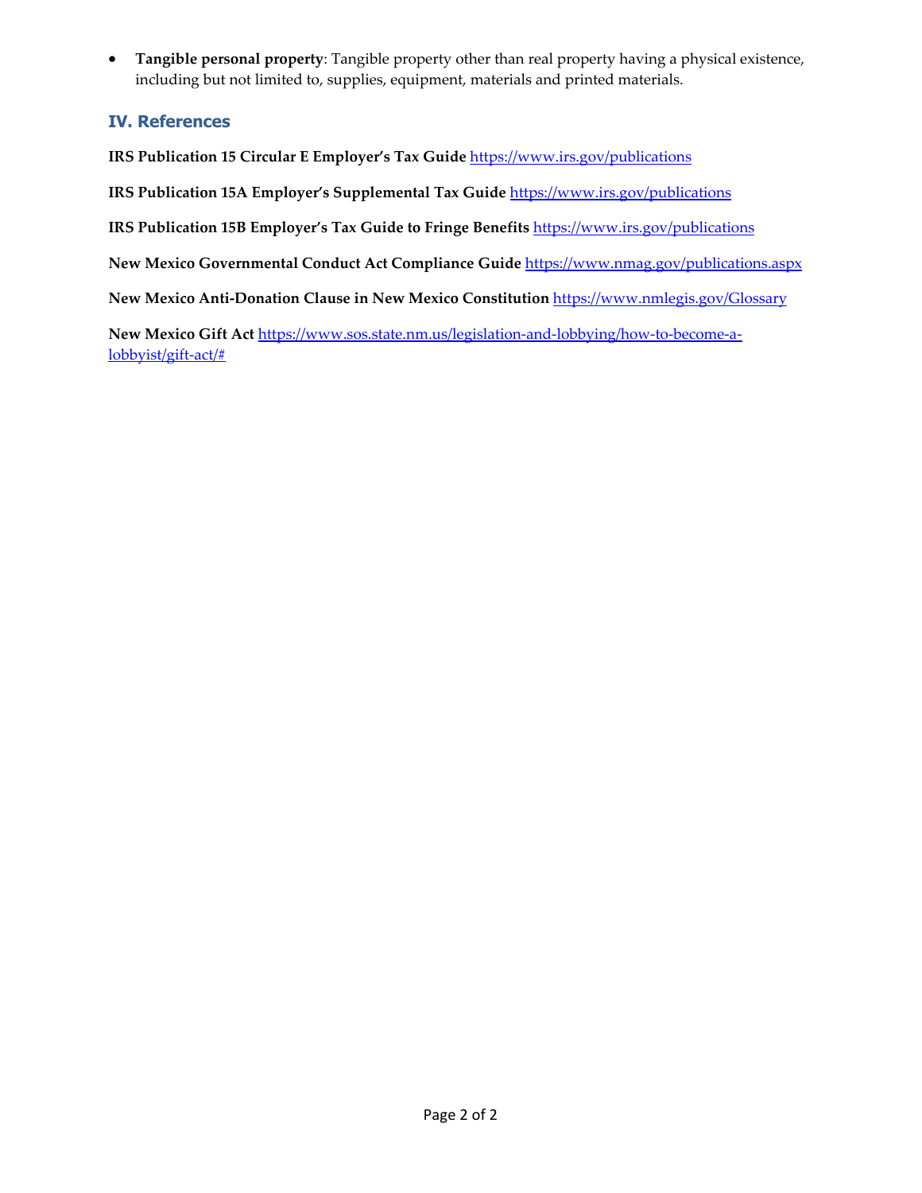- **Tangible personal property**: Tangible property other than real property having a physical existence, including but not limited to, supplies, equipment, materials and printed materials.

## IV. References

**IRS Publication 15 Circular E Employer's Tax Guide** https://www.irs.gov/publications

**IRS Publication 15A Employer's Supplemental Tax Guide** https://www.irs.gov/publications

**IRS Publication 15B Employer's Tax Guide to Fringe Benefits** https://www.irs.gov/publications

**New Mexico Governmental Conduct Act Compliance Guide** https://www.nmag.gov/publications.aspx

**New Mexico Anti-Donation Clause in New Mexico Constitution** https://www.nmlegis.gov/Glossary

**New Mexico Gift Act** https://www.sos.state.nm.us/legislation-and-lobbying/how-to-become-a-lobbyist/gift-act/#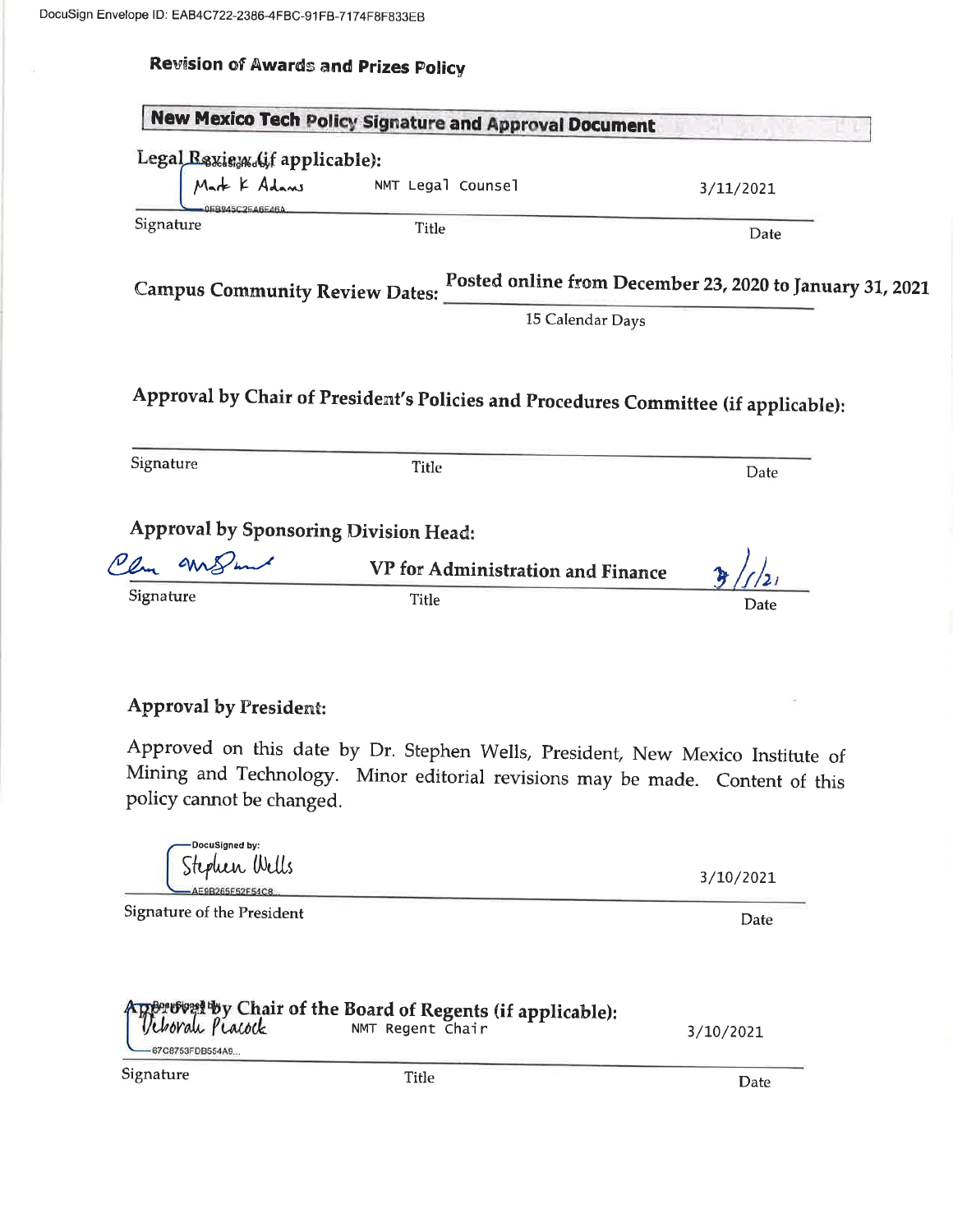DocuSign Envelope ID: EAB4C722-2386-4FBC-91FB-7174F8F833EB

## Revision of Awards and Prizes Policy

**New Mexico Tech Policy Signature and Approval Document**

**Legal Review (if applicable):**

DocuSigned by: Mark K Adams — 0FB945C2FA6E46A...

| Signature | Title | Date |
|---|---|---|
| Mark K Adams | NMT Legal Counsel | 3/11/2021 |

**Campus Community Review Dates:** Posted online from December 23, 2020 to January 31, 2021

15 Calendar Days

**Approval by Chair of President's Policies and Procedures Committee (if applicable):**

| Signature | Title | Date |
|---|---|---|
| | | |

**Approval by Sponsoring Division Head:**

| Signature | Title | Date |
|---|---|---|
| Cln McSun | VP for Administration and Finance | 3/1/21 |

**Approval by President:**

Approved on this date by Dr. Stephen Wells, President, New Mexico Institute of Mining and Technology. Minor editorial revisions may be made. Content of this policy cannot be changed.

DocuSigned by: Stephen Wells — AE9B265F52F54C8...

| Signature of the President | Date |
|---|---|
| Stephen Wells | 3/10/2021 |

**Approval by Chair of the Board of Regents (if applicable):**

DocuSigned by: Deborah Peacock — 67C8753FDB554A9...

| Signature | Title | Date |
|---|---|---|
| Deborah Peacock | NMT Regent Chair | 3/10/2021 |